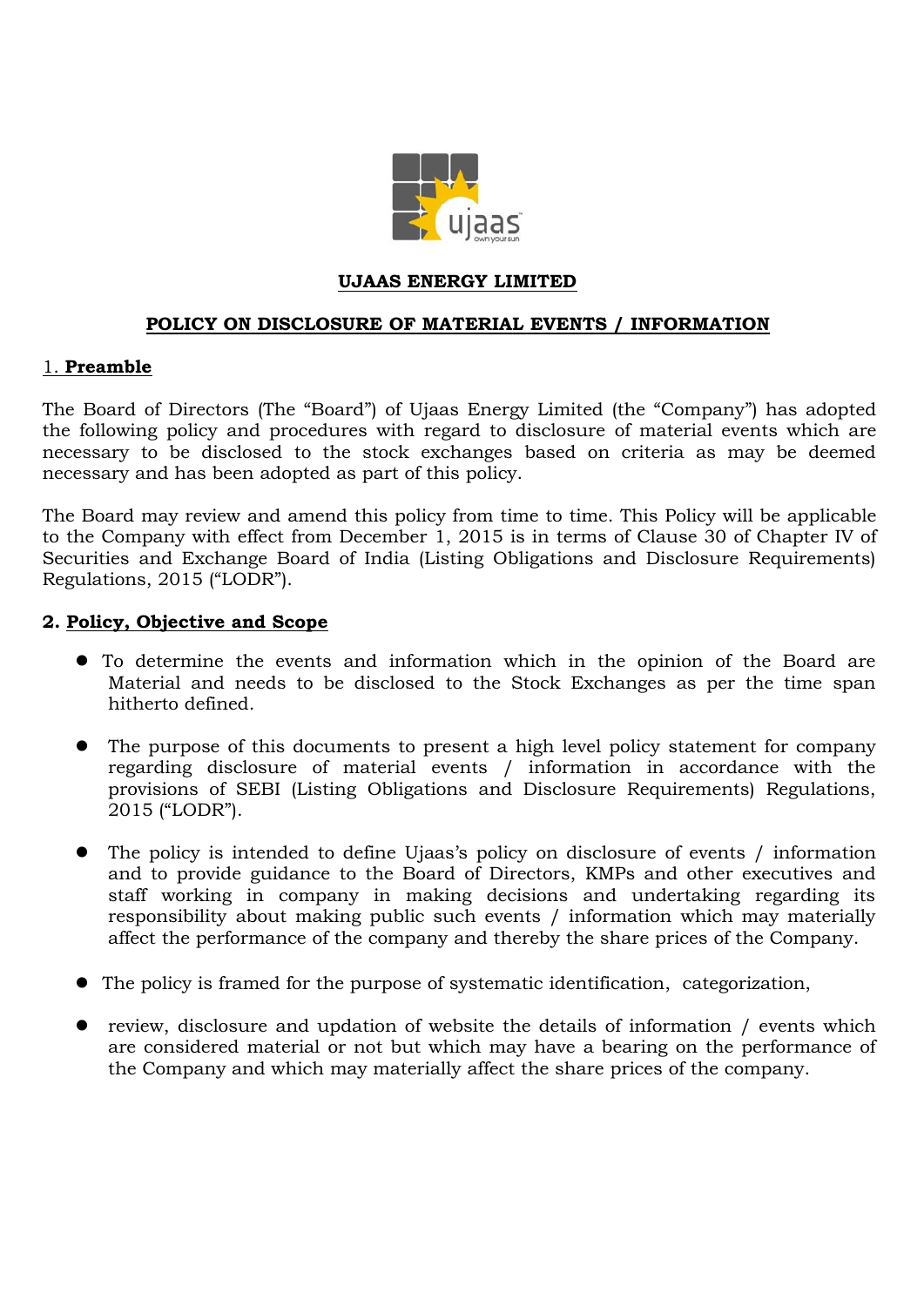**UJAAS ENERGY LIMITED**

**POLICY ON DISCLOSURE OF MATERIAL EVENTS / INFORMATION**

## 1. Preamble

The Board of Directors (The "Board") of Ujaas Energy Limited (the "Company") has adopted the following policy and procedures with regard to disclosure of material events which are necessary to be disclosed to the stock exchanges based on criteria as may be deemed necessary and has been adopted as part of this policy.

The Board may review and amend this policy from time to time. This Policy will be applicable to the Company with effect from December 1, 2015 is in terms of Clause 30 of Chapter IV of Securities and Exchange Board of India (Listing Obligations and Disclosure Requirements) Regulations, 2015 ("LODR").

## 2. Policy, Objective and Scope

- To determine the events and information which in the opinion of the Board are Material and needs to be disclosed to the Stock Exchanges as per the time span hitherto defined.

- The purpose of this documents to present a high level policy statement for company regarding disclosure of material events / information in accordance with the provisions of SEBI (Listing Obligations and Disclosure Requirements) Regulations, 2015 ("LODR").

- The policy is intended to define Ujaas's policy on disclosure of events / information and to provide guidance to the Board of Directors, KMPs and other executives and staff working in company in making decisions and undertaking regarding its responsibility about making public such events / information which may materially affect the performance of the company and thereby the share prices of the Company.

- The policy is framed for the purpose of systematic identification, categorization,

- review, disclosure and updation of website the details of information / events which are considered material or not but which may have a bearing on the performance of the Company and which may materially affect the share prices of the company.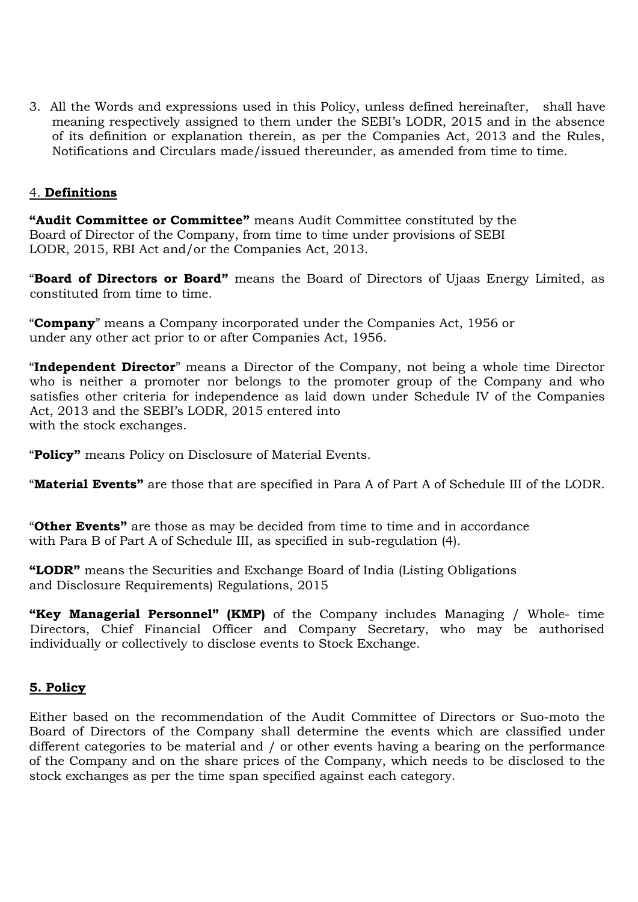3. All the Words and expressions used in this Policy, unless defined hereinafter, shall have meaning respectively assigned to them under the SEBI's LODR, 2015 and in the absence of its definition or explanation therein, as per the Companies Act, 2013 and the Rules, Notifications and Circulars made/issued thereunder, as amended from time to time.

## 4. **Definitions**

**"Audit Committee or Committee"** means Audit Committee constituted by the Board of Director of the Company, from time to time under provisions of SEBI LODR, 2015, RBI Act and/or the Companies Act, 2013.

"**Board of Directors or Board"** means the Board of Directors of Ujaas Energy Limited, as constituted from time to time.

"**Company**" means a Company incorporated under the Companies Act, 1956 or under any other act prior to or after Companies Act, 1956.

"**Independent Director**" means a Director of the Company, not being a whole time Director who is neither a promoter nor belongs to the promoter group of the Company and who satisfies other criteria for independence as laid down under Schedule IV of the Companies Act, 2013 and the SEBI's LODR, 2015 entered into with the stock exchanges.

"**Policy"** means Policy on Disclosure of Material Events.

"**Material Events"** are those that are specified in Para A of Part A of Schedule III of the LODR.

"**Other Events"** are those as may be decided from time to time and in accordance with Para B of Part A of Schedule III, as specified in sub-regulation (4).

**"LODR"** means the Securities and Exchange Board of India (Listing Obligations and Disclosure Requirements) Regulations, 2015

**"Key Managerial Personnel" (KMP)** of the Company includes Managing / Whole- time Directors, Chief Financial Officer and Company Secretary, who may be authorised individually or collectively to disclose events to Stock Exchange.

## **5. Policy**

Either based on the recommendation of the Audit Committee of Directors or Suo-moto the Board of Directors of the Company shall determine the events which are classified under different categories to be material and / or other events having a bearing on the performance of the Company and on the share prices of the Company, which needs to be disclosed to the stock exchanges as per the time span specified against each category.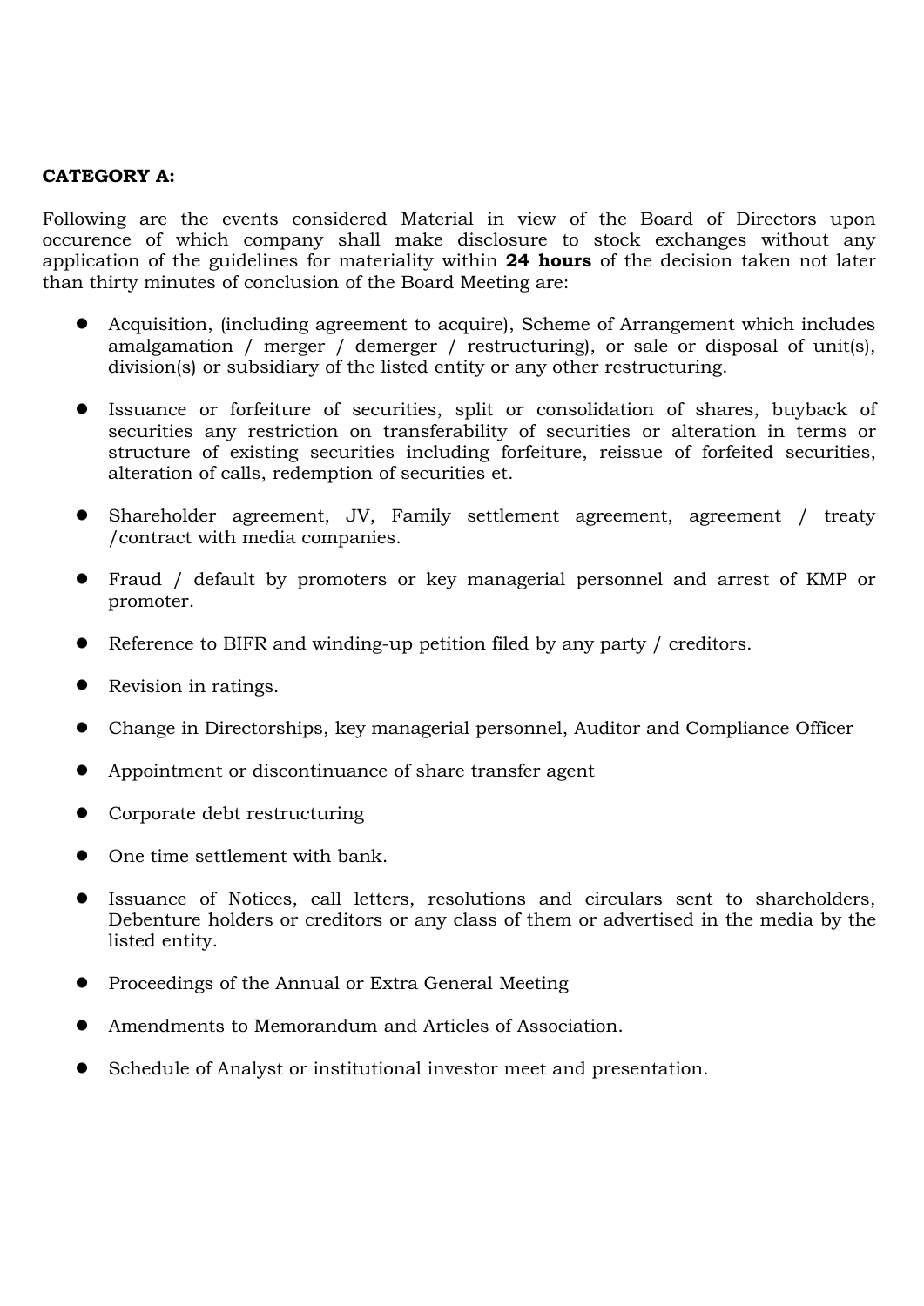**CATEGORY A:**

Following are the events considered Material in view of the Board of Directors upon occurence of which company shall make disclosure to stock exchanges without any application of the guidelines for materiality within **24 hours** of the decision taken not later than thirty minutes of conclusion of the Board Meeting are:

- Acquisition, (including agreement to acquire), Scheme of Arrangement which includes amalgamation / merger / demerger / restructuring), or sale or disposal of unit(s), division(s) or subsidiary of the listed entity or any other restructuring.

- Issuance or forfeiture of securities, split or consolidation of shares, buyback of securities any restriction on transferability of securities or alteration in terms or structure of existing securities including forfeiture, reissue of forfeited securities, alteration of calls, redemption of securities et.

- Shareholder agreement, JV, Family settlement agreement, agreement / treaty /contract with media companies.

- Fraud / default by promoters or key managerial personnel and arrest of KMP or promoter.

- Reference to BIFR and winding-up petition filed by any party / creditors.

- Revision in ratings.

- Change in Directorships, key managerial personnel, Auditor and Compliance Officer

- Appointment or discontinuance of share transfer agent

- Corporate debt restructuring

- One time settlement with bank.

- Issuance of Notices, call letters, resolutions and circulars sent to shareholders, Debenture holders or creditors or any class of them or advertised in the media by the listed entity.

- Proceedings of the Annual or Extra General Meeting

- Amendments to Memorandum and Articles of Association.

- Schedule of Analyst or institutional investor meet and presentation.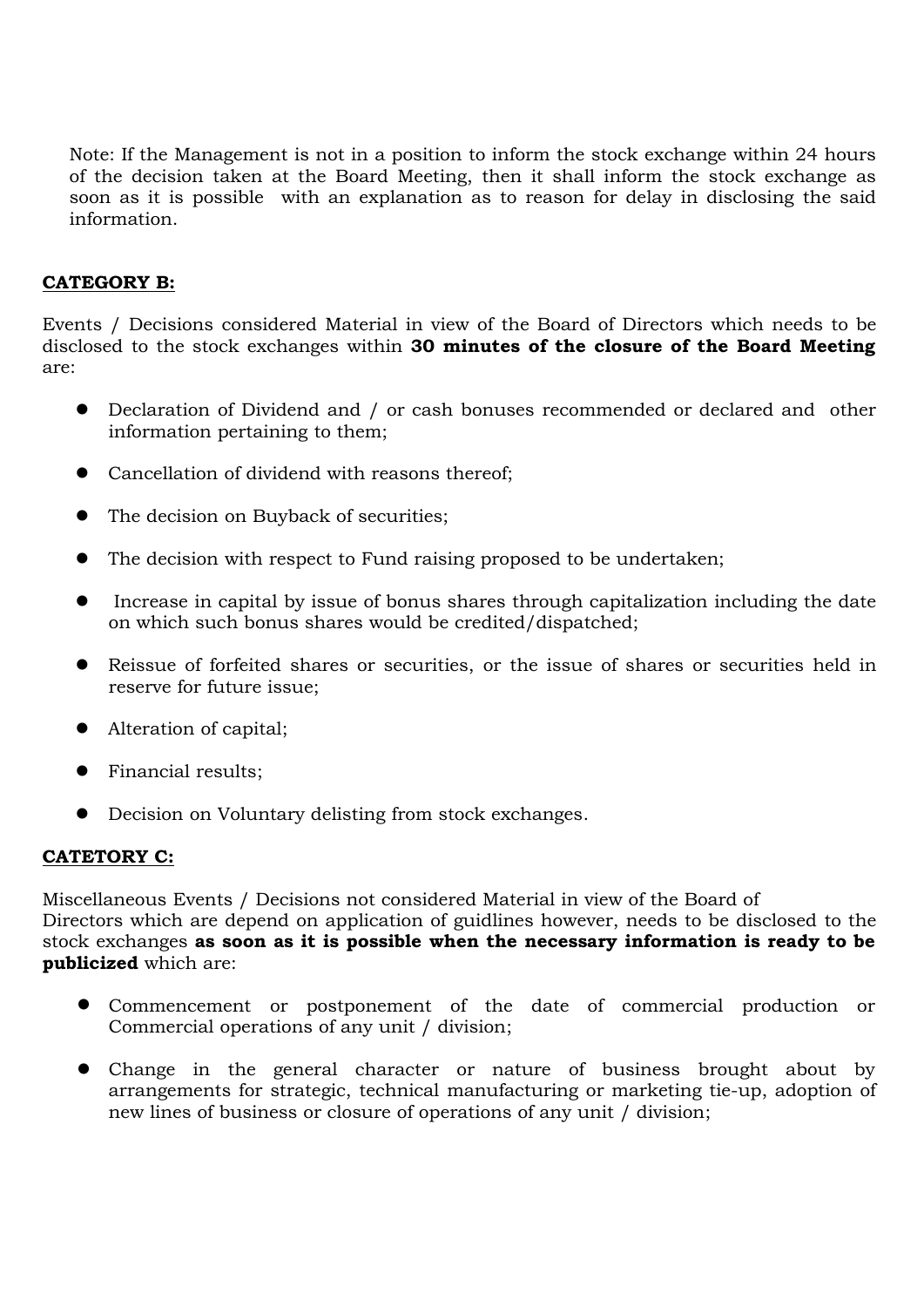Note: If the Management is not in a position to inform the stock exchange within 24 hours of the decision taken at the Board Meeting, then it shall inform the stock exchange as soon as it is possible with an explanation as to reason for delay in disclosing the said information.

**CATEGORY B:**

Events / Decisions considered Material in view of the Board of Directors which needs to be disclosed to the stock exchanges within **30 minutes of the closure of the Board Meeting** are:

- Declaration of Dividend and / or cash bonuses recommended or declared and other information pertaining to them;
- Cancellation of dividend with reasons thereof;
- The decision on Buyback of securities;
- The decision with respect to Fund raising proposed to be undertaken;
- Increase in capital by issue of bonus shares through capitalization including the date on which such bonus shares would be credited/dispatched;
- Reissue of forfeited shares or securities, or the issue of shares or securities held in reserve for future issue;
- Alteration of capital;
- Financial results;
- Decision on Voluntary delisting from stock exchanges.

**CATETORY C:**

Miscellaneous Events / Decisions not considered Material in view of the Board of Directors which are depend on application of guidlines however, needs to be disclosed to the stock exchanges **as soon as it is possible when the necessary information is ready to be publicized** which are:

- Commencement or postponement of the date of commercial production or Commercial operations of any unit / division;
- Change in the general character or nature of business brought about by arrangements for strategic, technical manufacturing or marketing tie-up, adoption of new lines of business or closure of operations of any unit / division;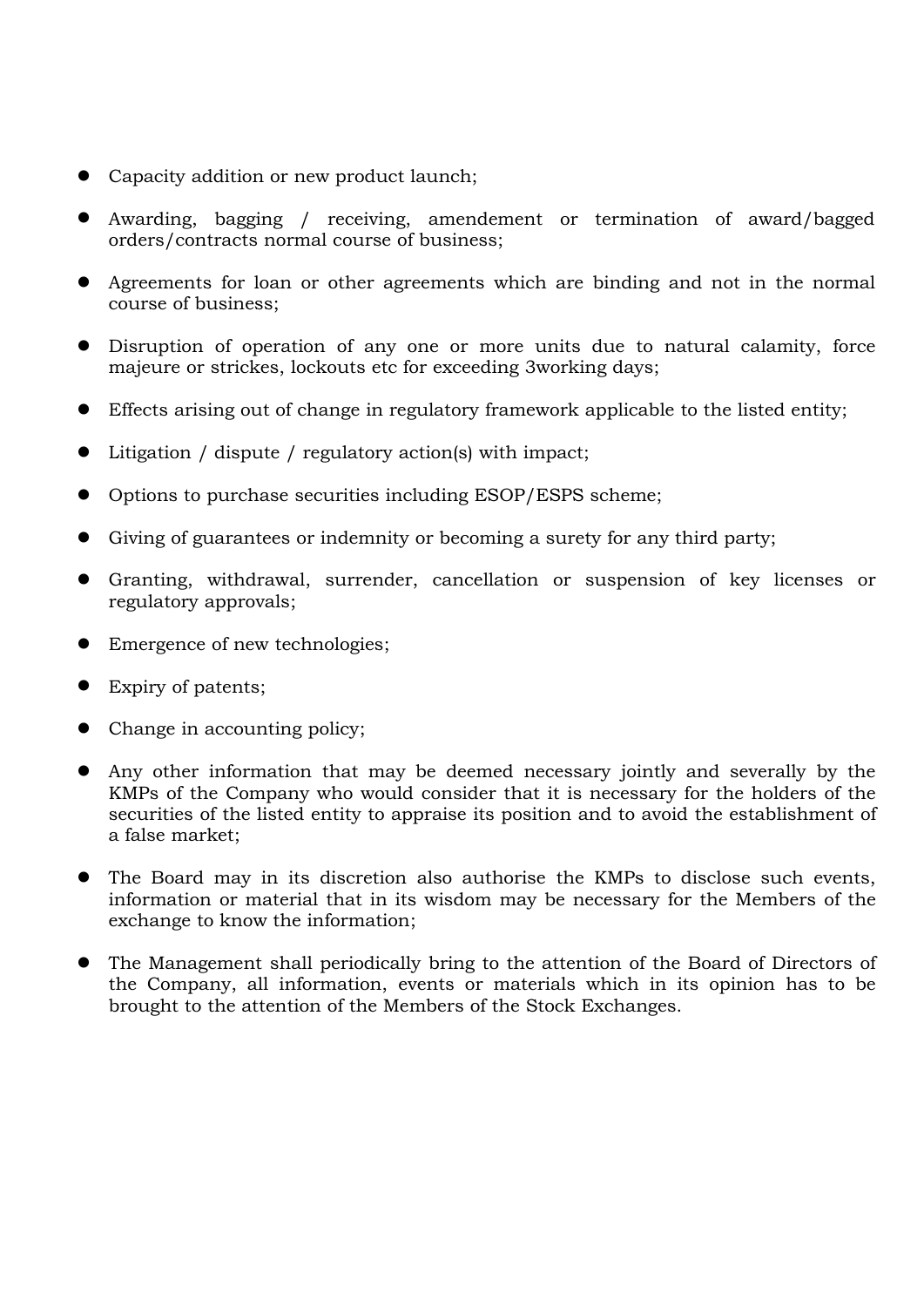- Capacity addition or new product launch;
- Awarding, bagging / receiving, amendement or termination of award/bagged orders/contracts normal course of business;
- Agreements for loan or other agreements which are binding and not in the normal course of business;
- Disruption of operation of any one or more units due to natural calamity, force majeure or strickes, lockouts etc for exceeding 3working days;
- Effects arising out of change in regulatory framework applicable to the listed entity;
- Litigation / dispute / regulatory action(s) with impact;
- Options to purchase securities including ESOP/ESPS scheme;
- Giving of guarantees or indemnity or becoming a surety for any third party;
- Granting, withdrawal, surrender, cancellation or suspension of key licenses or regulatory approvals;
- Emergence of new technologies;
- Expiry of patents;
- Change in accounting policy;
- Any other information that may be deemed necessary jointly and severally by the KMPs of the Company who would consider that it is necessary for the holders of the securities of the listed entity to appraise its position and to avoid the establishment of a false market;
- The Board may in its discretion also authorise the KMPs to disclose such events, information or material that in its wisdom may be necessary for the Members of the exchange to know the information;
- The Management shall periodically bring to the attention of the Board of Directors of the Company, all information, events or materials which in its opinion has to be brought to the attention of the Members of the Stock Exchanges.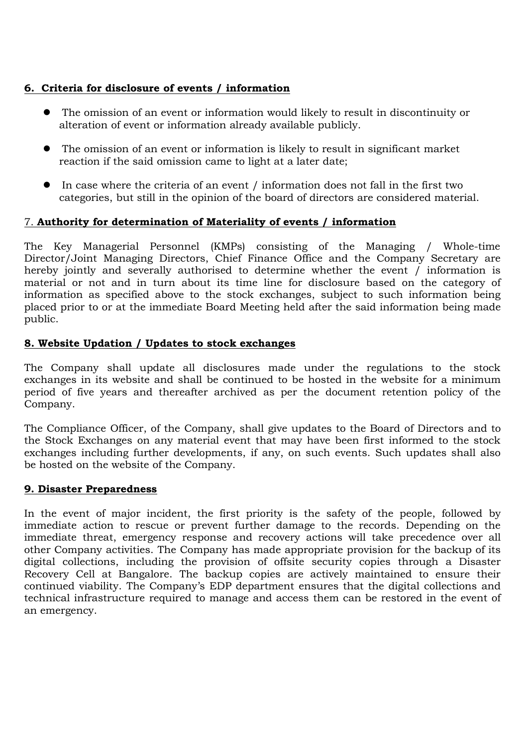**6. Criteria for disclosure of events / information**

- The omission of an event or information would likely to result in discontinuity or alteration of event or information already available publicly.
- The omission of an event or information is likely to result in significant market reaction if the said omission came to light at a later date;
- In case where the criteria of an event / information does not fall in the first two categories, but still in the opinion of the board of directors are considered material.

7. **Authority for determination of Materiality of events / information**

The Key Managerial Personnel (KMPs) consisting of the Managing / Whole-time Director/Joint Managing Directors, Chief Finance Office and the Company Secretary are hereby jointly and severally authorised to determine whether the event / information is material or not and in turn about its time line for disclosure based on the category of information as specified above to the stock exchanges, subject to such information being placed prior to or at the immediate Board Meeting held after the said information being made public.

**8. Website Updation / Updates to stock exchanges**

The Company shall update all disclosures made under the regulations to the stock exchanges in its website and shall be continued to be hosted in the website for a minimum period of five years and thereafter archived as per the document retention policy of the Company.

The Compliance Officer, of the Company, shall give updates to the Board of Directors and to the Stock Exchanges on any material event that may have been first informed to the stock exchanges including further developments, if any, on such events. Such updates shall also be hosted on the website of the Company.

**9. Disaster Preparedness**

In the event of major incident, the first priority is the safety of the people, followed by immediate action to rescue or prevent further damage to the records. Depending on the immediate threat, emergency response and recovery actions will take precedence over all other Company activities. The Company has made appropriate provision for the backup of its digital collections, including the provision of offsite security copies through a Disaster Recovery Cell at Bangalore. The backup copies are actively maintained to ensure their continued viability. The Company's EDP department ensures that the digital collections and technical infrastructure required to manage and access them can be restored in the event of an emergency.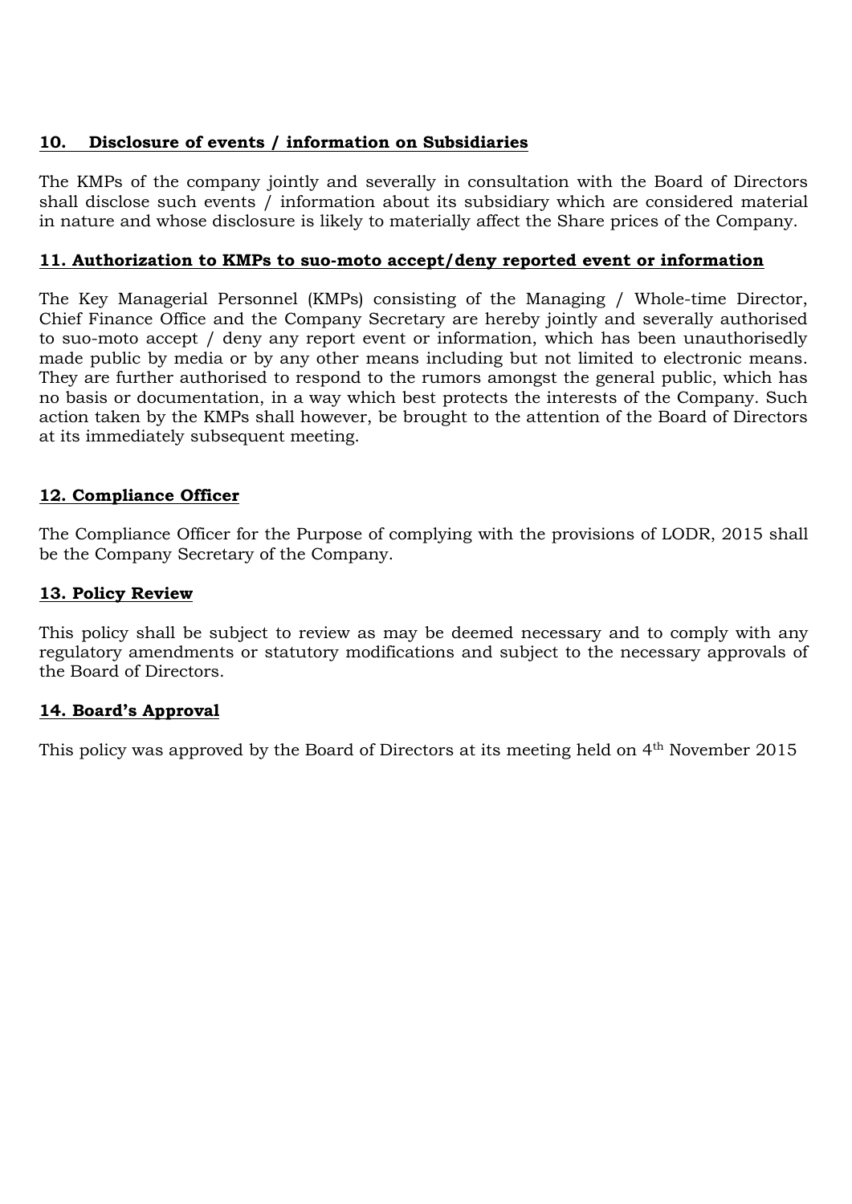## 10. Disclosure of events / information on Subsidiaries

The KMPs of the company jointly and severally in consultation with the Board of Directors shall disclose such events / information about its subsidiary which are considered material in nature and whose disclosure is likely to materially affect the Share prices of the Company.

## 11. Authorization to KMPs to suo-moto accept/deny reported event or information

The Key Managerial Personnel (KMPs) consisting of the Managing / Whole-time Director, Chief Finance Office and the Company Secretary are hereby jointly and severally authorised to suo-moto accept / deny any report event or information, which has been unauthorisedly made public by media or by any other means including but not limited to electronic means. They are further authorised to respond to the rumors amongst the general public, which has no basis or documentation, in a way which best protects the interests of the Company. Such action taken by the KMPs shall however, be brought to the attention of the Board of Directors at its immediately subsequent meeting.

## 12. Compliance Officer

The Compliance Officer for the Purpose of complying with the provisions of LODR, 2015 shall be the Company Secretary of the Company.

## 13. Policy Review

This policy shall be subject to review as may be deemed necessary and to comply with any regulatory amendments or statutory modifications and subject to the necessary approvals of the Board of Directors.

## 14. Board's Approval

This policy was approved by the Board of Directors at its meeting held on 4th November 2015